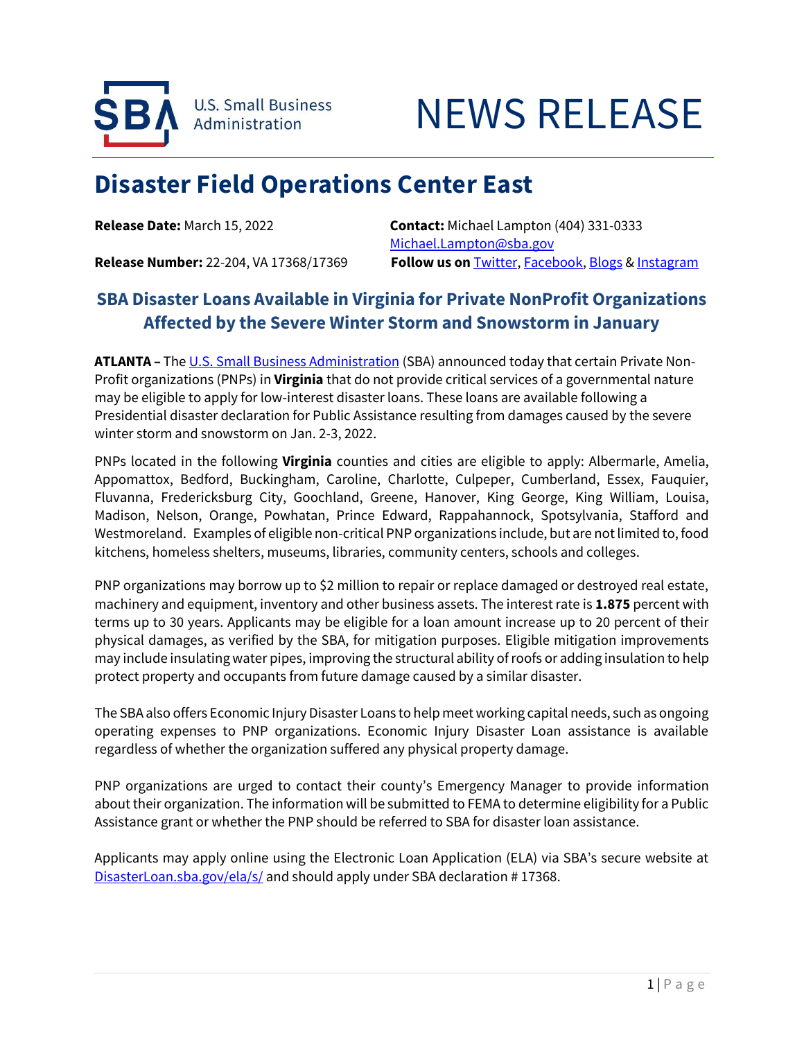U.S. Small Business Administration

# NEWS RELEASE

## Disaster Field Operations Center East

**Release Date:** March 15, 2022

**Contact:** Michael Lampton (404) 331-0333
[Michael.Lampton@sba.gov](mailto:Michael.Lampton@sba.gov)

**Release Number:** 22-204, VA 17368/17369

**Follow us on** Twitter, Facebook, Blogs & Instagram

### SBA Disaster Loans Available in Virginia for Private NonProfit Organizations Affected by the Severe Winter Storm and Snowstorm in January

**ATLANTA –** The U.S. Small Business Administration (SBA) announced today that certain Private Non-Profit organizations (PNPs) in **Virginia** that do not provide critical services of a governmental nature may be eligible to apply for low-interest disaster loans. These loans are available following a Presidential disaster declaration for Public Assistance resulting from damages caused by the severe winter storm and snowstorm on Jan. 2-3, 2022.

PNPs located in the following **Virginia** counties and cities are eligible to apply: Albermarle, Amelia, Appomattox, Bedford, Buckingham, Caroline, Charlotte, Culpeper, Cumberland, Essex, Fauquier, Fluvanna, Fredericksburg City, Goochland, Greene, Hanover, King George, King William, Louisa, Madison, Nelson, Orange, Powhatan, Prince Edward, Rappahannock, Spotsylvania, Stafford and Westmoreland. Examples of eligible non-critical PNP organizations include, but are not limited to, food kitchens, homeless shelters, museums, libraries, community centers, schools and colleges.

PNP organizations may borrow up to $2 million to repair or replace damaged or destroyed real estate, machinery and equipment, inventory and other business assets. The interest rate is **1.875** percent with terms up to 30 years. Applicants may be eligible for a loan amount increase up to 20 percent of their physical damages, as verified by the SBA, for mitigation purposes. Eligible mitigation improvements may include insulating water pipes, improving the structural ability of roofs or adding insulation to help protect property and occupants from future damage caused by a similar disaster.

The SBA also offers Economic Injury Disaster Loans to help meet working capital needs, such as ongoing operating expenses to PNP organizations. Economic Injury Disaster Loan assistance is available regardless of whether the organization suffered any physical property damage.

PNP organizations are urged to contact their county's Emergency Manager to provide information about their organization. The information will be submitted to FEMA to determine eligibility for a Public Assistance grant or whether the PNP should be referred to SBA for disaster loan assistance.

Applicants may apply online using the Electronic Loan Application (ELA) via SBA's secure website at DisasterLoan.sba.gov/ela/s/ and should apply under SBA declaration # 17368.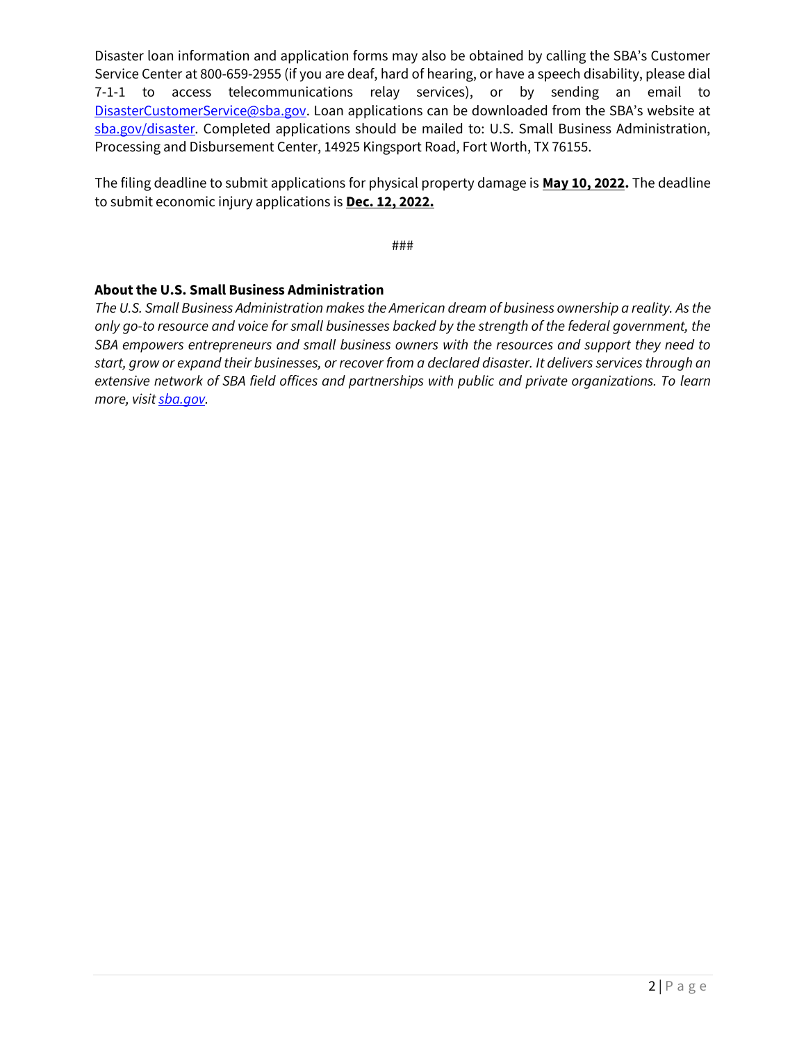Disaster loan information and application forms may also be obtained by calling the SBA's Customer Service Center at 800-659-2955 (if you are deaf, hard of hearing, or have a speech disability, please dial 7-1-1 to access telecommunications relay services), or by sending an email to DisasterCustomerService@sba.gov. Loan applications can be downloaded from the SBA's website at sba.gov/disaster. Completed applications should be mailed to: U.S. Small Business Administration, Processing and Disbursement Center, 14925 Kingsport Road, Fort Worth, TX 76155.

The filing deadline to submit applications for physical property damage is **May 10, 2022.** The deadline to submit economic injury applications is **Dec. 12, 2022.**

###

**About the U.S. Small Business Administration**

*The U.S. Small Business Administration makes the American dream of business ownership a reality. As the only go-to resource and voice for small businesses backed by the strength of the federal government, the SBA empowers entrepreneurs and small business owners with the resources and support they need to start, grow or expand their businesses, or recover from a declared disaster. It delivers services through an extensive network of SBA field offices and partnerships with public and private organizations. To learn more, visit sba.gov.*